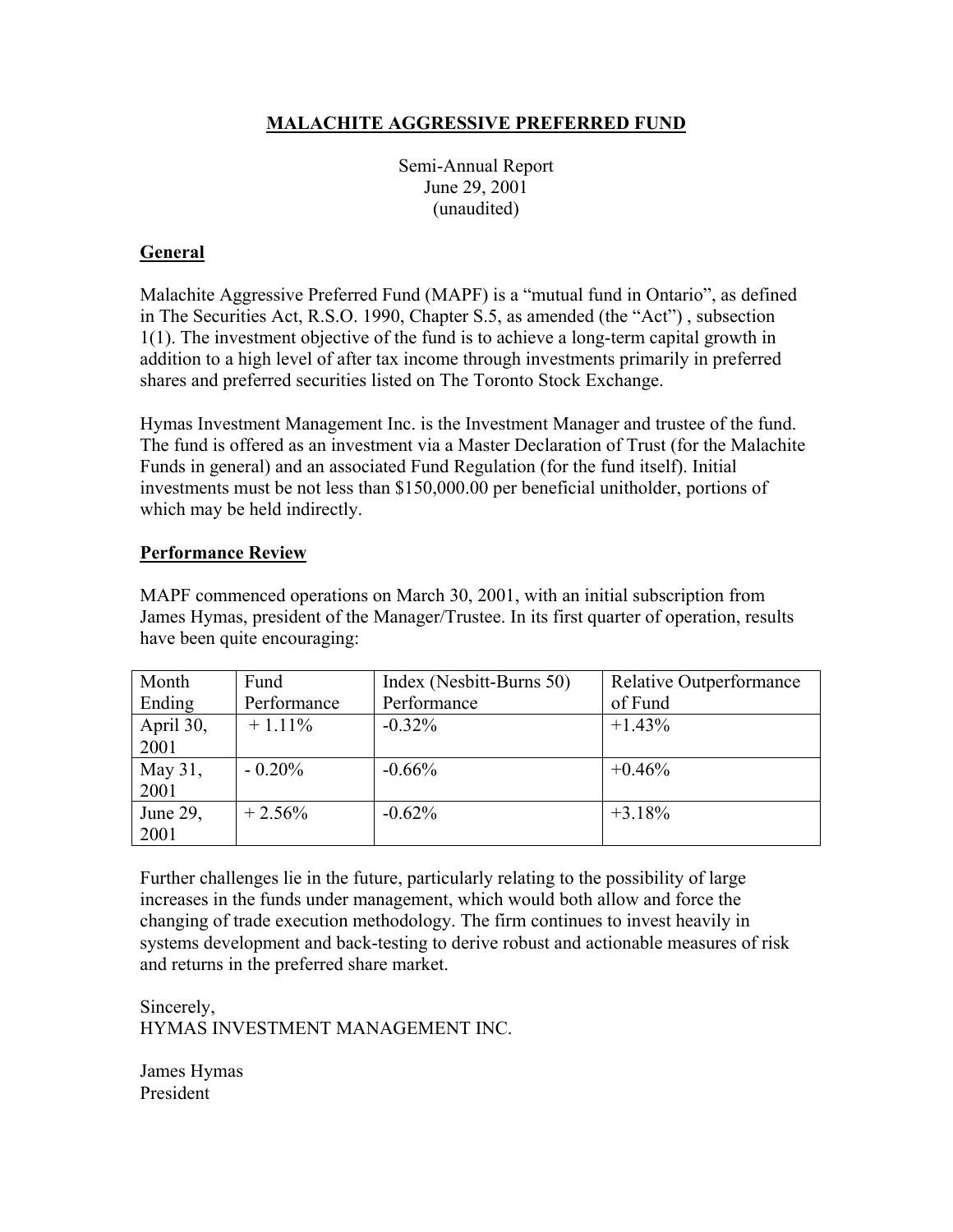# MALACHITE AGGRESSIVE PREFERRED FUND

Semi-Annual Report
June 29, 2001
(unaudited)

## General

Malachite Aggressive Preferred Fund (MAPF) is a "mutual fund in Ontario", as defined in The Securities Act, R.S.O. 1990, Chapter S.5, as amended (the "Act") , subsection 1(1). The investment objective of the fund is to achieve a long-term capital growth in addition to a high level of after tax income through investments primarily in preferred shares and preferred securities listed on The Toronto Stock Exchange.

Hymas Investment Management Inc. is the Investment Manager and trustee of the fund. The fund is offered as an investment via a Master Declaration of Trust (for the Malachite Funds in general) and an associated Fund Regulation (for the fund itself). Initial investments must be not less than $150,000.00 per beneficial unitholder, portions of which may be held indirectly.

## Performance Review

MAPF commenced operations on March 30, 2001, with an initial subscription from James Hymas, president of the Manager/Trustee. In its first quarter of operation, results have been quite encouraging:

| Month Ending | Fund Performance | Index (Nesbitt-Burns 50) Performance | Relative Outperformance of Fund |
| --- | --- | --- | --- |
| April 30, 2001 | + 1.11% | -0.32% | +1.43% |
| May 31, 2001 | - 0.20% | -0.66% | +0.46% |
| June 29, 2001 | + 2.56% | -0.62% | +3.18% |

Further challenges lie in the future, particularly relating to the possibility of large increases in the funds under management, which would both allow and force the changing of trade execution methodology. The firm continues to invest heavily in systems development and back-testing to derive robust and actionable measures of risk and returns in the preferred share market.

Sincerely,
HYMAS INVESTMENT MANAGEMENT INC.

James Hymas
President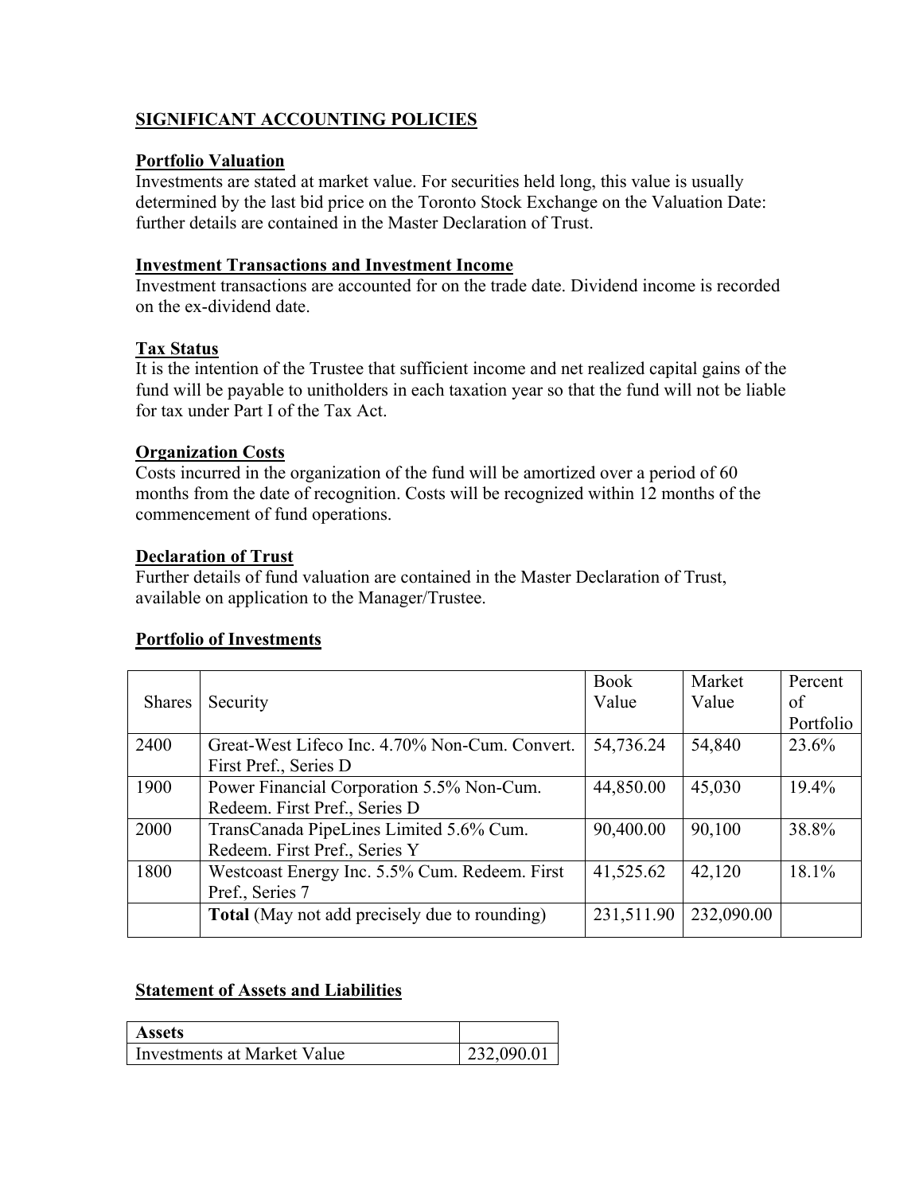## SIGNIFICANT ACCOUNTING POLICIES

### Portfolio Valuation

Investments are stated at market value. For securities held long, this value is usually determined by the last bid price on the Toronto Stock Exchange on the Valuation Date: further details are contained in the Master Declaration of Trust.

### Investment Transactions and Investment Income

Investment transactions are accounted for on the trade date. Dividend income is recorded on the ex-dividend date.

### Tax Status

It is the intention of the Trustee that sufficient income and net realized capital gains of the fund will be payable to unitholders in each taxation year so that the fund will not be liable for tax under Part I of the Tax Act.

### Organization Costs

Costs incurred in the organization of the fund will be amortized over a period of 60 months from the date of recognition. Costs will be recognized within 12 months of the commencement of fund operations.

### Declaration of Trust

Further details of fund valuation are contained in the Master Declaration of Trust, available on application to the Manager/Trustee.

### Portfolio of Investments

| Shares | Security | Book Value | Market Value | Percent of Portfolio |
|---|---|---|---|---|
| 2400 | Great-West Lifeco Inc. 4.70% Non-Cum. Convert. First Pref., Series D | 54,736.24 | 54,840 | 23.6% |
| 1900 | Power Financial Corporation 5.5% Non-Cum. Redeem. First Pref., Series D | 44,850.00 | 45,030 | 19.4% |
| 2000 | TransCanada PipeLines Limited 5.6% Cum. Redeem. First Pref., Series Y | 90,400.00 | 90,100 | 38.8% |
| 1800 | Westcoast Energy Inc. 5.5% Cum. Redeem. First Pref., Series 7 | 41,525.62 | 42,120 | 18.1% |
| | **Total** (May not add precisely due to rounding) | 231,511.90 | 232,090.00 | |

### Statement of Assets and Liabilities

| **Assets** | |
|---|---|
| Investments at Market Value | 232,090.01 |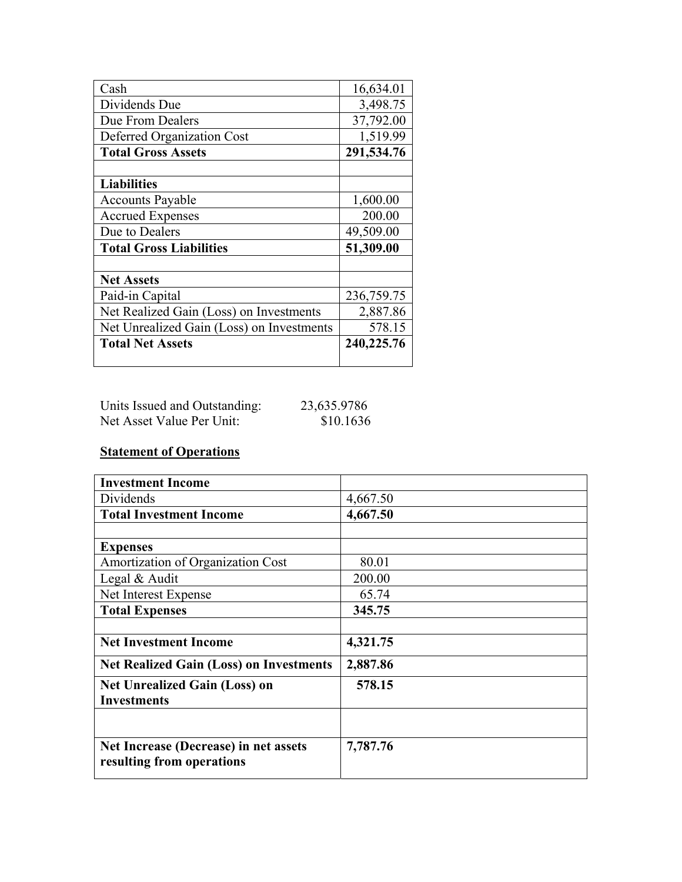| | |
|---|---|
| Cash | 16,634.01 |
| Dividends Due | 3,498.75 |
| Due From Dealers | 37,792.00 |
| Deferred Organization Cost | 1,519.99 |
| **Total Gross Assets** | **291,534.76** |
| | |
| **Liabilities** | |
| Accounts Payable | 1,600.00 |
| Accrued Expenses | 200.00 |
| Due to Dealers | 49,509.00 |
| **Total Gross Liabilities** | **51,309.00** |
| | |
| **Net Assets** | |
| Paid-in Capital | 236,759.75 |
| Net Realized Gain (Loss) on Investments | 2,887.86 |
| Net Unrealized Gain (Loss) on Investments | 578.15 |
| **Total Net Assets** | **240,225.76** |

Units Issued and Outstanding: 23,635.9786
Net Asset Value Per Unit: $10.1636

**<u>Statement of Operations</u>**

| | |
|---|---|
| **Investment Income** | |
| Dividends | 4,667.50 |
| **Total Investment Income** | **4,667.50** |
| | |
| **Expenses** | |
| Amortization of Organization Cost | 80.01 |
| Legal & Audit | 200.00 |
| Net Interest Expense | 65.74 |
| **Total Expenses** | **345.75** |
| | |
| **Net Investment Income** | **4,321.75** |
| **Net Realized Gain (Loss) on Investments** | **2,887.86** |
| **Net Unrealized Gain (Loss) on Investments** | **578.15** |
| | |
| **Net Increase (Decrease) in net assets resulting from operations** | **7,787.76** |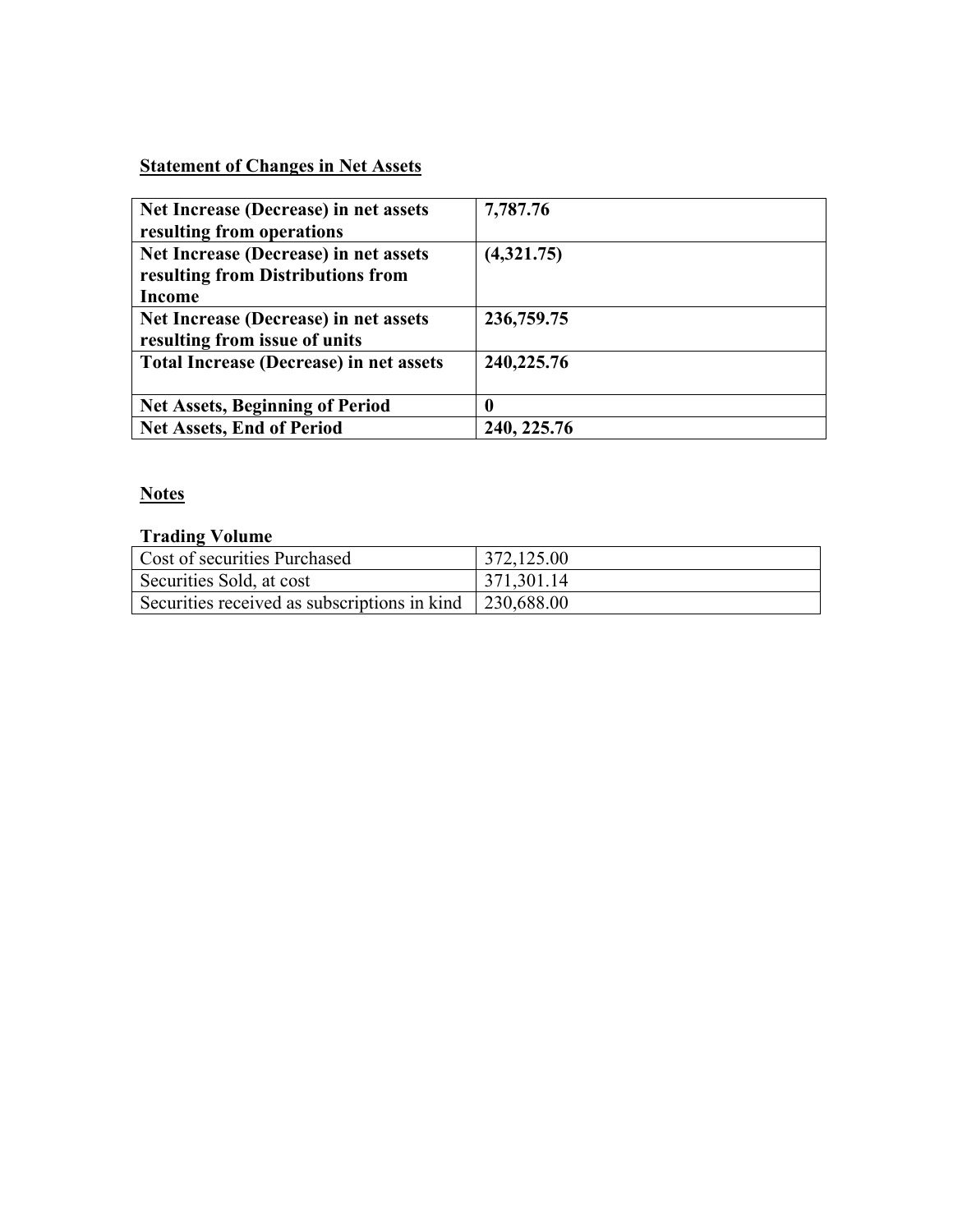## **Statement of Changes in Net Assets**

| | |
|---|---|
| **Net Increase (Decrease) in net assets resulting from operations** | **7,787.76** |
| **Net Increase (Decrease) in net assets resulting from Distributions from Income** | **(4,321.75)** |
| **Net Increase (Decrease) in net assets resulting from issue of units** | **236,759.75** |
| **Total Increase (Decrease) in net assets** | **240,225.76** |
| **Net Assets, Beginning of Period** | **0** |
| **Net Assets, End of Period** | **240, 225.76** |

## **Notes**

### **Trading Volume**

| | |
|---|---|
| Cost of securities Purchased | 372,125.00 |
| Securities Sold, at cost | 371,301.14 |
| Securities received as subscriptions in kind | 230,688.00 |